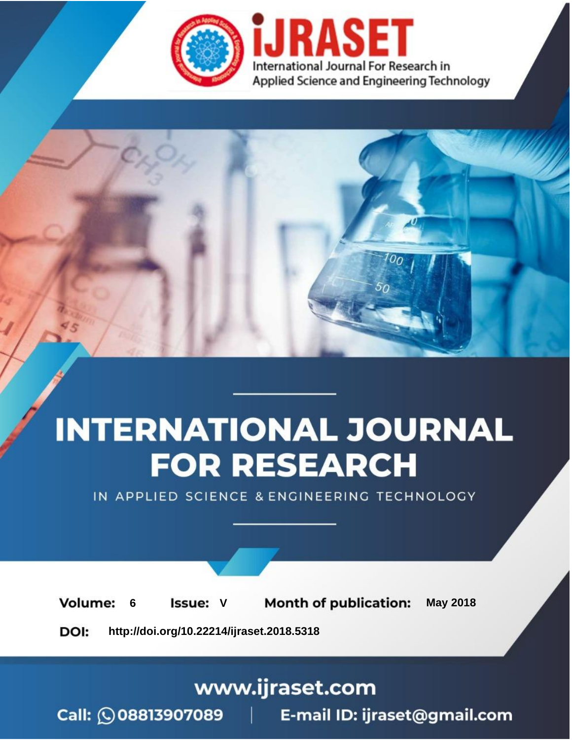# INTERNATIONAL JOURNAL FOR RESEARCH

IN APPLIED SCIENCE & ENGINEERING TECHNOLOGY

**Volume:** 6 **Issue:** V **Month of publication:** May 2018

**DOI:** http://doi.org/10.22214/ijraset.2018.5318

www.ijraset.com

Call: 08813907089 | E-mail ID: ijraset@gmail.com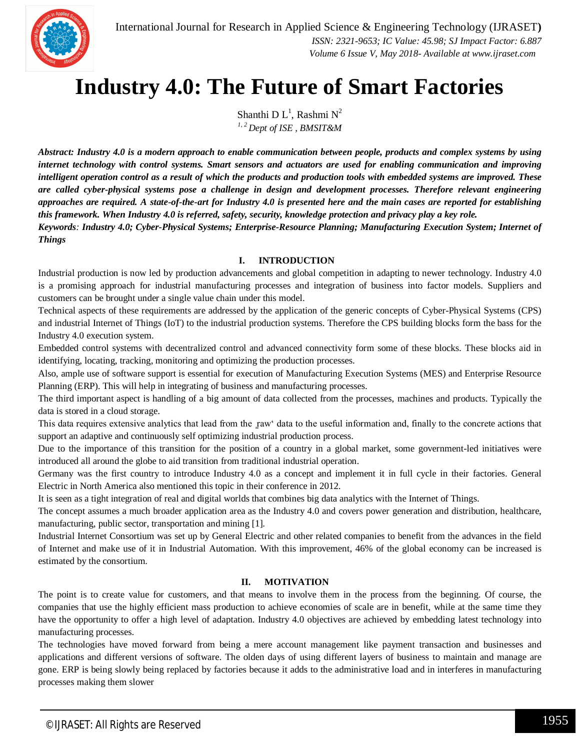# Industry 4.0: The Future of Smart Factories

Shanthi D L[1], Rashmi N[2]

[1, 2] *Dept of ISE , BMSIT&M*

***Abstract: Industry 4.0 is a modern approach to enable communication between people, products and complex systems by using internet technology with control systems. Smart sensors and actuators are used for enabling communication and improving intelligent operation control as a result of which the products and production tools with embedded systems are improved. These are called cyber-physical systems pose a challenge in design and development processes. Therefore relevant engineering approaches are required. A state-of-the-art for Industry 4.0 is presented here and the main cases are reported for establishing this framework. When Industry 4.0 is referred, safety, security, knowledge protection and privacy play a key role.***

***Keywords**: Industry 4.0; Cyber-Physical Systems; Enterprise-Resource Planning; Manufacturing Execution System; Internet of Things*

## I. INTRODUCTION

Industrial production is now led by production advancements and global competition in adapting to newer technology. Industry 4.0 is a promising approach for industrial manufacturing processes and integration of business into factor models. Suppliers and customers can be brought under a single value chain under this model.

Technical aspects of these requirements are addressed by the application of the generic concepts of Cyber-Physical Systems (CPS) and industrial Internet of Things (IoT) to the industrial production systems. Therefore the CPS building blocks form the bass for the Industry 4.0 execution system.

Embedded control systems with decentralized control and advanced connectivity form some of these blocks. These blocks aid in identifying, locating, tracking, monitoring and optimizing the production processes.

Also, ample use of software support is essential for execution of Manufacturing Execution Systems (MES) and Enterprise Resource Planning (ERP). This will help in integrating of business and manufacturing processes.

The third important aspect is handling of a big amount of data collected from the processes, machines and products. Typically the data is stored in a cloud storage.

This data requires extensive analytics that lead from the ‗raw' data to the useful information and, finally to the concrete actions that support an adaptive and continuously self optimizing industrial production process.

Due to the importance of this transition for the position of a country in a global market, some government-led initiatives were introduced all around the globe to aid transition from traditional industrial operation.

Germany was the first country to introduce Industry 4.0 as a concept and implement it in full cycle in their factories. General Electric in North America also mentioned this topic in their conference in 2012.

It is seen as a tight integration of real and digital worlds that combines big data analytics with the Internet of Things.

The concept assumes a much broader application area as the Industry 4.0 and covers power generation and distribution, healthcare, manufacturing, public sector, transportation and mining [1].

Industrial Internet Consortium was set up by General Electric and other related companies to benefit from the advances in the field of Internet and make use of it in Industrial Automation. With this improvement, 46% of the global economy can be increased is estimated by the consortium.

## II. MOTIVATION

The point is to create value for customers, and that means to involve them in the process from the beginning. Of course, the companies that use the highly efficient mass production to achieve economies of scale are in benefit, while at the same time they have the opportunity to offer a high level of adaptation. Industry 4.0 objectives are achieved by embedding latest technology into manufacturing processes.

The technologies have moved forward from being a mere account management like payment transaction and businesses and applications and different versions of software. The olden days of using different layers of business to maintain and manage are gone. ERP is being slowly being replaced by factories because it adds to the administrative load and in interferes in manufacturing processes making them slower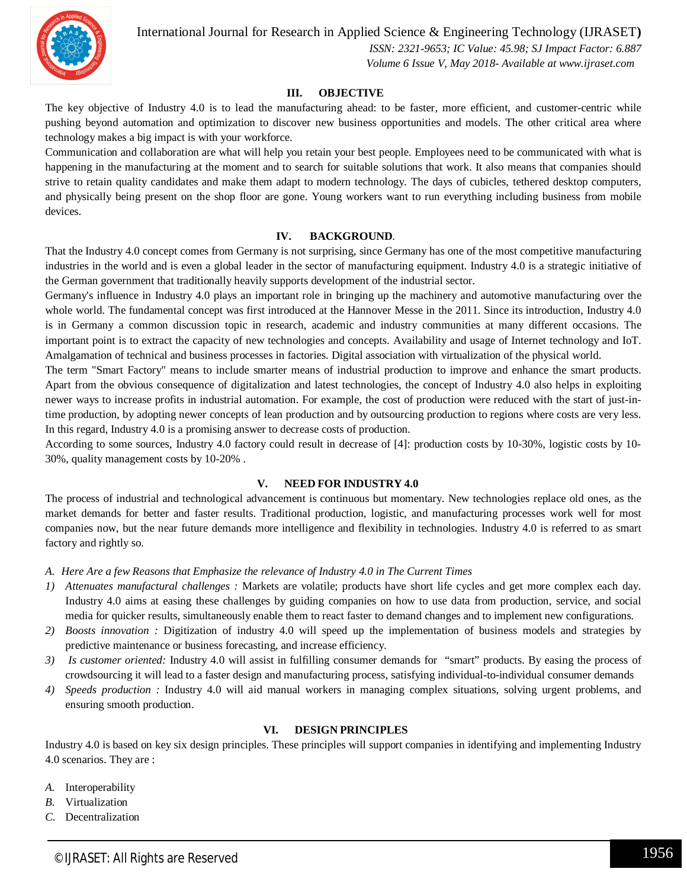## III. OBJECTIVE

The key objective of Industry 4.0 is to lead the manufacturing ahead: to be faster, more efficient, and customer-centric while pushing beyond automation and optimization to discover new business opportunities and models. The other critical area where technology makes a big impact is with your workforce.

Communication and collaboration are what will help you retain your best people. Employees need to be communicated with what is happening in the manufacturing at the moment and to search for suitable solutions that work. It also means that companies should strive to retain quality candidates and make them adapt to modern technology. The days of cubicles, tethered desktop computers, and physically being present on the shop floor are gone. Young workers want to run everything including business from mobile devices.

## IV. BACKGROUND.

That the Industry 4.0 concept comes from Germany is not surprising, since Germany has one of the most competitive manufacturing industries in the world and is even a global leader in the sector of manufacturing equipment. Industry 4.0 is a strategic initiative of the German government that traditionally heavily supports development of the industrial sector.

Germany's influence in Industry 4.0 plays an important role in bringing up the machinery and automotive manufacturing over the whole world. The fundamental concept was first introduced at the Hannover Messe in the 2011. Since its introduction, Industry 4.0 is in Germany a common discussion topic in research, academic and industry communities at many different occasions. The important point is to extract the capacity of new technologies and concepts. Availability and usage of Internet technology and IoT. Amalgamation of technical and business processes in factories. Digital association with virtualization of the physical world.

The term "Smart Factory" means to include smarter means of industrial production to improve and enhance the smart products. Apart from the obvious consequence of digitalization and latest technologies, the concept of Industry 4.0 also helps in exploiting newer ways to increase profits in industrial automation. For example, the cost of production were reduced with the start of just-in-time production, by adopting newer concepts of lean production and by outsourcing production to regions where costs are very less. In this regard, Industry 4.0 is a promising answer to decrease costs of production.

According to some sources, Industry 4.0 factory could result in decrease of [4]: production costs by 10-30%, logistic costs by 10-30%, quality management costs by 10-20% .

## V. NEED FOR INDUSTRY 4.0

The process of industrial and technological advancement is continuous but momentary. New technologies replace old ones, as the market demands for better and faster results. Traditional production, logistic, and manufacturing processes work well for most companies now, but the near future demands more intelligence and flexibility in technologies. Industry 4.0 is referred to as smart factory and rightly so.

### *A. Here Are a few Reasons that Emphasize the relevance of Industry 4.0 in The Current Times*

1) *Attenuates manufactural challenges :* Markets are volatile; products have short life cycles and get more complex each day. Industry 4.0 aims at easing these challenges by guiding companies on how to use data from production, service, and social media for quicker results, simultaneously enable them to react faster to demand changes and to implement new configurations.
2) *Boosts innovation :* Digitization of industry 4.0 will speed up the implementation of business models and strategies by predictive maintenance or business forecasting, and increase efficiency.
3) *Is customer oriented:* Industry 4.0 will assist in fulfilling consumer demands for "smart" products. By easing the process of crowdsourcing it will lead to a faster design and manufacturing process, satisfying individual-to-individual consumer demands
4) *Speeds production :* Industry 4.0 will aid manual workers in managing complex situations, solving urgent problems, and ensuring smooth production.

## VI. DESIGN PRINCIPLES

Industry 4.0 is based on key six design principles. These principles will support companies in identifying and implementing Industry 4.0 scenarios. They are :

*A.* Interoperability
*B.* Virtualization
*C.* Decentralization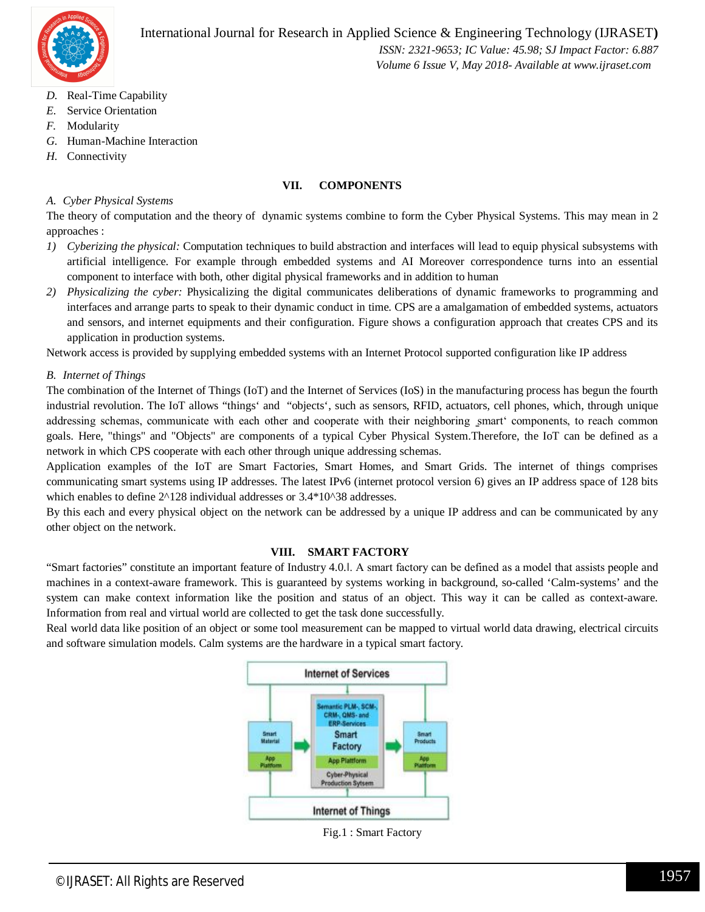*D.* Real-Time Capability
*E.* Service Orientation
*F.* Modularity
*G.* Human-Machine Interaction
*H.* Connectivity

## VII. COMPONENTS

### *A. Cyber Physical Systems*

The theory of computation and the theory of dynamic systems combine to form the Cyber Physical Systems. This may mean in 2 approaches :

1) *Cyberizing the physical:* Computation techniques to build abstraction and interfaces will lead to equip physical subsystems with artificial intelligence. For example through embedded systems and AI Moreover correspondence turns into an essential component to interface with both, other digital physical frameworks and in addition to human
2) *Physicalizing the cyber:* Physicalizing the digital communicates deliberations of dynamic frameworks to programming and interfaces and arrange parts to speak to their dynamic conduct in time. CPS are a amalgamation of embedded systems, actuators and sensors, and internet equipments and their configuration. Figure shows a configuration approach that creates CPS and its application in production systems.

Network access is provided by supplying embedded systems with an Internet Protocol supported configuration like IP address

### *B. Internet of Things*

The combination of the Internet of Things (IoT) and the Internet of Services (IoS) in the manufacturing process has begun the fourth industrial revolution. The IoT allows "things' and "objects', such as sensors, RFID, actuators, cell phones, which, through unique addressing schemas, communicate with each other and cooperate with their neighboring ‚smart' components, to reach common goals. Here, "things" and "Objects" are components of a typical Cyber Physical System.Therefore, the IoT can be defined as a network in which CPS cooperate with each other through unique addressing schemas.

Application examples of the IoT are Smart Factories, Smart Homes, and Smart Grids. The internet of things comprises communicating smart systems using IP addresses. The latest IPv6 (internet protocol version 6) gives an IP address space of 128 bits which enables to define 2^128 individual addresses or 3.4*10^38 addresses.

By this each and every physical object on the network can be addressed by a unique IP address and can be communicated by any other object on the network.

## VIII. SMART FACTORY

"Smart factories" constitute an important feature of Industry 4.0.‖. A smart factory can be defined as a model that assists people and machines in a context-aware framework. This is guaranteed by systems working in background, so-called 'Calm-systems' and the system can make context information like the position and status of an object. This way it can be called as context-aware. Information from real and virtual world are collected to get the task done successfully.

Real world data like position of an object or some tool measurement can be mapped to virtual world data drawing, electrical circuits and software simulation models. Calm systems are the hardware in a typical smart factory.

Fig.1 : Smart Factory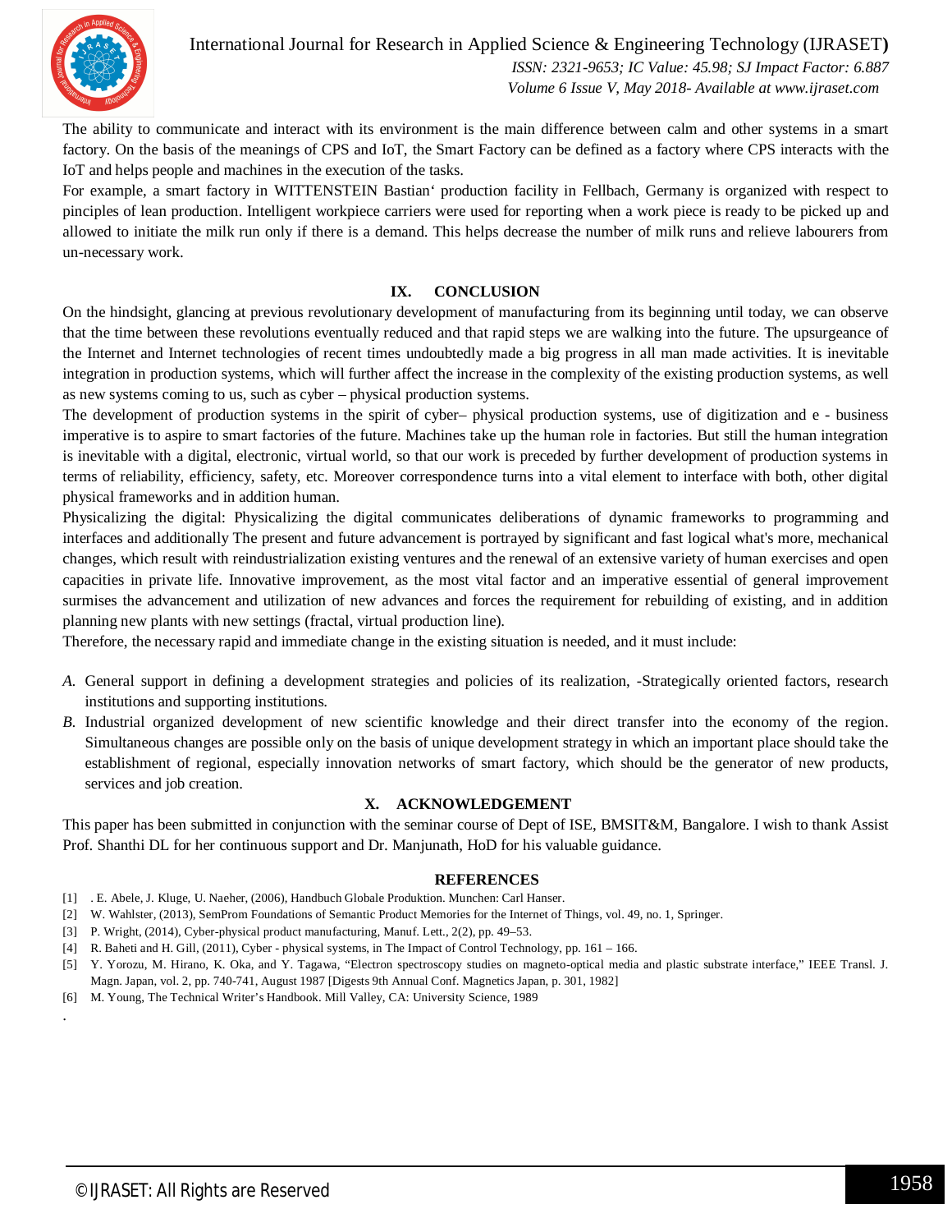The ability to communicate and interact with its environment is the main difference between calm and other systems in a smart factory. On the basis of the meanings of CPS and IoT, the Smart Factory can be defined as a factory where CPS interacts with the IoT and helps people and machines in the execution of the tasks.

For example, a smart factory in WITTENSTEIN Bastian‘ production facility in Fellbach, Germany is organized with respect to pinciples of lean production. Intelligent workpiece carriers were used for reporting when a work piece is ready to be picked up and allowed to initiate the milk run only if there is a demand. This helps decrease the number of milk runs and relieve labourers from un-necessary work.

## IX. CONCLUSION

On the hindsight, glancing at previous revolutionary development of manufacturing from its beginning until today, we can observe that the time between these revolutions eventually reduced and that rapid steps we are walking into the future. The upsurgeance of the Internet and Internet technologies of recent times undoubtedly made a big progress in all man made activities. It is inevitable integration in production systems, which will further affect the increase in the complexity of the existing production systems, as well as new systems coming to us, such as cyber – physical production systems.

The development of production systems in the spirit of cyber– physical production systems, use of digitization and e - business imperative is to aspire to smart factories of the future. Machines take up the human role in factories. But still the human integration is inevitable with a digital, electronic, virtual world, so that our work is preceded by further development of production systems in terms of reliability, efficiency, safety, etc. Moreover correspondence turns into a vital element to interface with both, other digital physical frameworks and in addition human.

Physicalizing the digital: Physicalizing the digital communicates deliberations of dynamic frameworks to programming and interfaces and additionally The present and future advancement is portrayed by significant and fast logical what's more, mechanical changes, which result with reindustrialization existing ventures and the renewal of an extensive variety of human exercises and open capacities in private life. Innovative improvement, as the most vital factor and an imperative essential of general improvement surmises the advancement and utilization of new advances and forces the requirement for rebuilding of existing, and in addition planning new plants with new settings (fractal, virtual production line).

Therefore, the necessary rapid and immediate change in the existing situation is needed, and it must include:

*A.* General support in defining a development strategies and policies of its realization, -Strategically oriented factors, research institutions and supporting institutions.

*B.* Industrial organized development of new scientific knowledge and their direct transfer into the economy of the region. Simultaneous changes are possible only on the basis of unique development strategy in which an important place should take the establishment of regional, especially innovation networks of smart factory, which should be the generator of new products, services and job creation.

## X. ACKNOWLEDGEMENT

This paper has been submitted in conjunction with the seminar course of Dept of ISE, BMSIT&M, Bangalore. I wish to thank Assist Prof. Shanthi DL for her continuous support and Dr. Manjunath, HoD for his valuable guidance.

## REFERENCES

[1] . E. Abele, J. Kluge, U. Naeher, (2006), Handbuch Globale Produktion. Munchen: Carl Hanser.

[2] W. Wahlster, (2013), SemProm Foundations of Semantic Product Memories for the Internet of Things, vol. 49, no. 1, Springer.

[3] P. Wright, (2014), Cyber-physical product manufacturing, Manuf. Lett., 2(2), pp. 49–53.

[4] R. Baheti and H. Gill, (2011), Cyber - physical systems, in The Impact of Control Technology, pp. 161 – 166.

[5] Y. Yorozu, M. Hirano, K. Oka, and Y. Tagawa, “Electron spectroscopy studies on magneto-optical media and plastic substrate interface,” IEEE Transl. J. Magn. Japan, vol. 2, pp. 740-741, August 1987 [Digests 9th Annual Conf. Magnetics Japan, p. 301, 1982]

[6] M. Young, The Technical Writer’s Handbook. Mill Valley, CA: University Science, 1989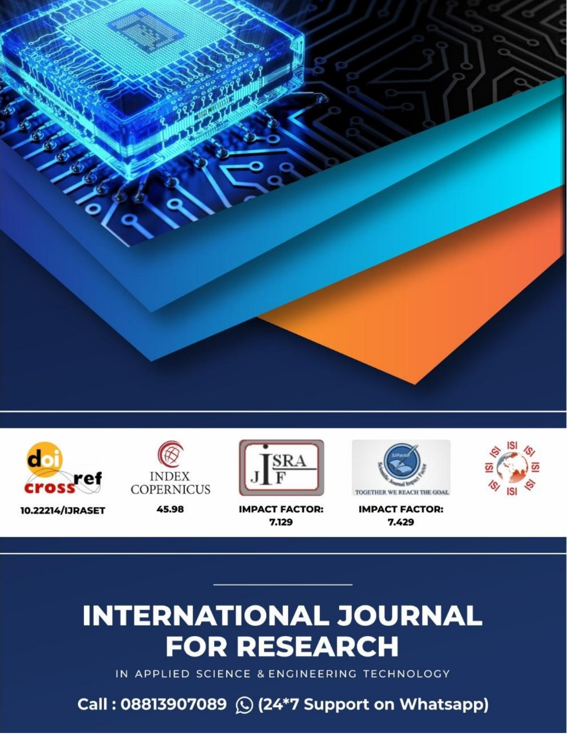10.22214/IJRASET

INDEX COPERNICUS

45.98

IMPACT FACTOR: 7.129

IMPACT FACTOR: 7.429

TOGETHER WE REACH THE GOAL

# INTERNATIONAL JOURNAL FOR RESEARCH

IN APPLIED SCIENCE & ENGINEERING TECHNOLOGY

Call : 08813907089 (24*7 Support on Whatsapp)